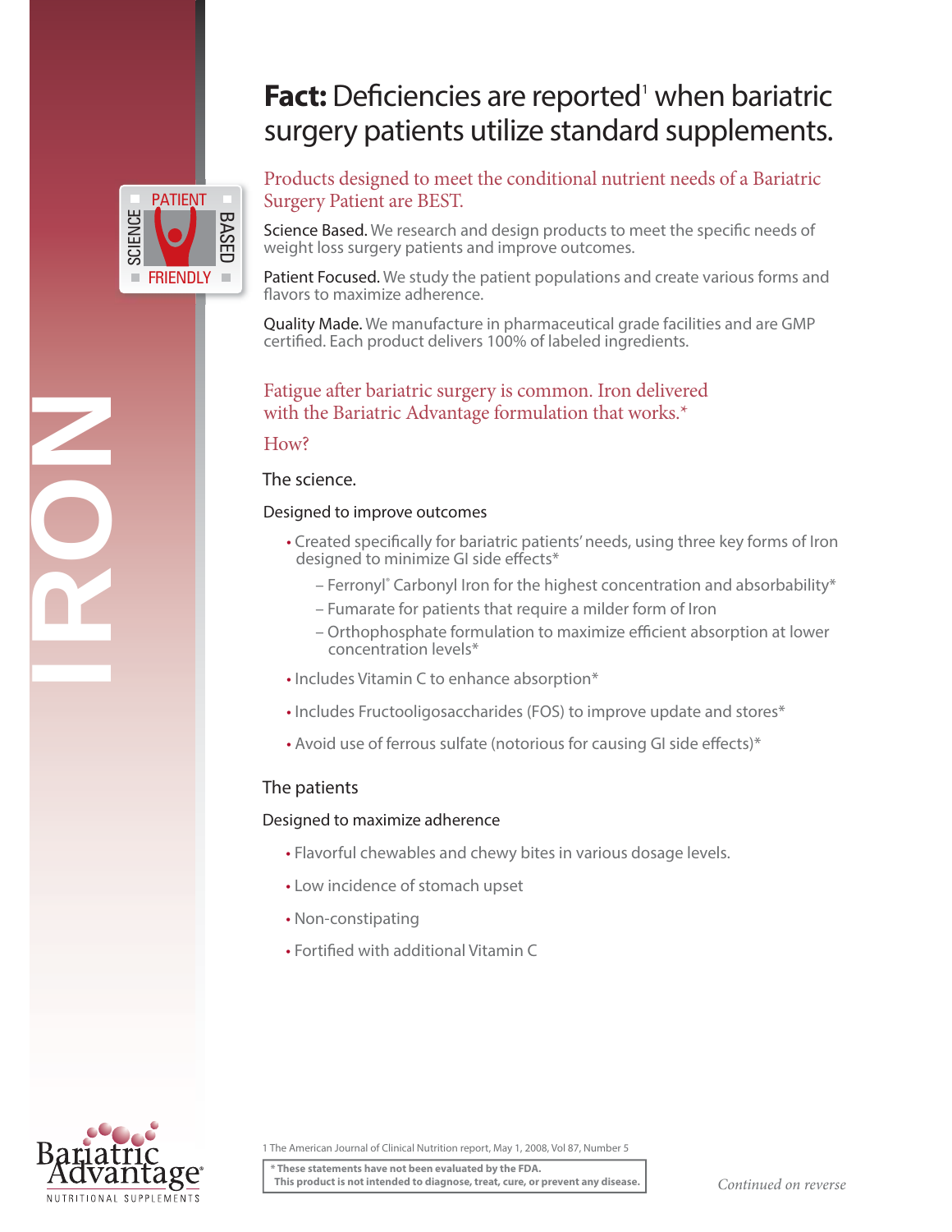# IRON

PATIENT SCIENCE BASED FRIENDLY

# **Fact:** Deficiencies are reported[1] when bariatric surgery patients utilize standard supplements.

## Products designed to meet the conditional nutrient needs of a Bariatric Surgery Patient are BEST.

Science Based. We research and design products to meet the specific needs of weight loss surgery patients and improve outcomes.

Patient Focused. We study the patient populations and create various forms and flavors to maximize adherence.

Quality Made. We manufacture in pharmaceutical grade facilities and are GMP certified. Each product delivers 100% of labeled ingredients.

## Fatigue after bariatric surgery is common. Iron delivered with the Bariatric Advantage formulation that works.*

## How?

### The science.

#### Designed to improve outcomes

- Created specifically for bariatric patients' needs, using three key forms of Iron designed to minimize GI side effects*
  - Ferronyl® Carbonyl Iron for the highest concentration and absorbability*
  - Fumarate for patients that require a milder form of Iron
  - Orthophosphate formulation to maximize efficient absorption at lower concentration levels*
- Includes Vitamin C to enhance absorption*
- Includes Fructooligosaccharides (FOS) to improve update and stores*
- Avoid use of ferrous sulfate (notorious for causing GI side effects)*

### The patients

#### Designed to maximize adherence

- Flavorful chewables and chewy bites in various dosage levels.
- Low incidence of stomach upset
- Non-constipating
- Fortified with additional Vitamin C

1 The American Journal of Clinical Nutrition report, May 1, 2008, Vol 87, Number 5

**\* These statements have not been evaluated by the FDA.**
**This product is not intended to diagnose, treat, cure, or prevent any disease.**

*Continued on reverse*

Bariatric Advantage® NUTRITIONAL SUPPLEMENTS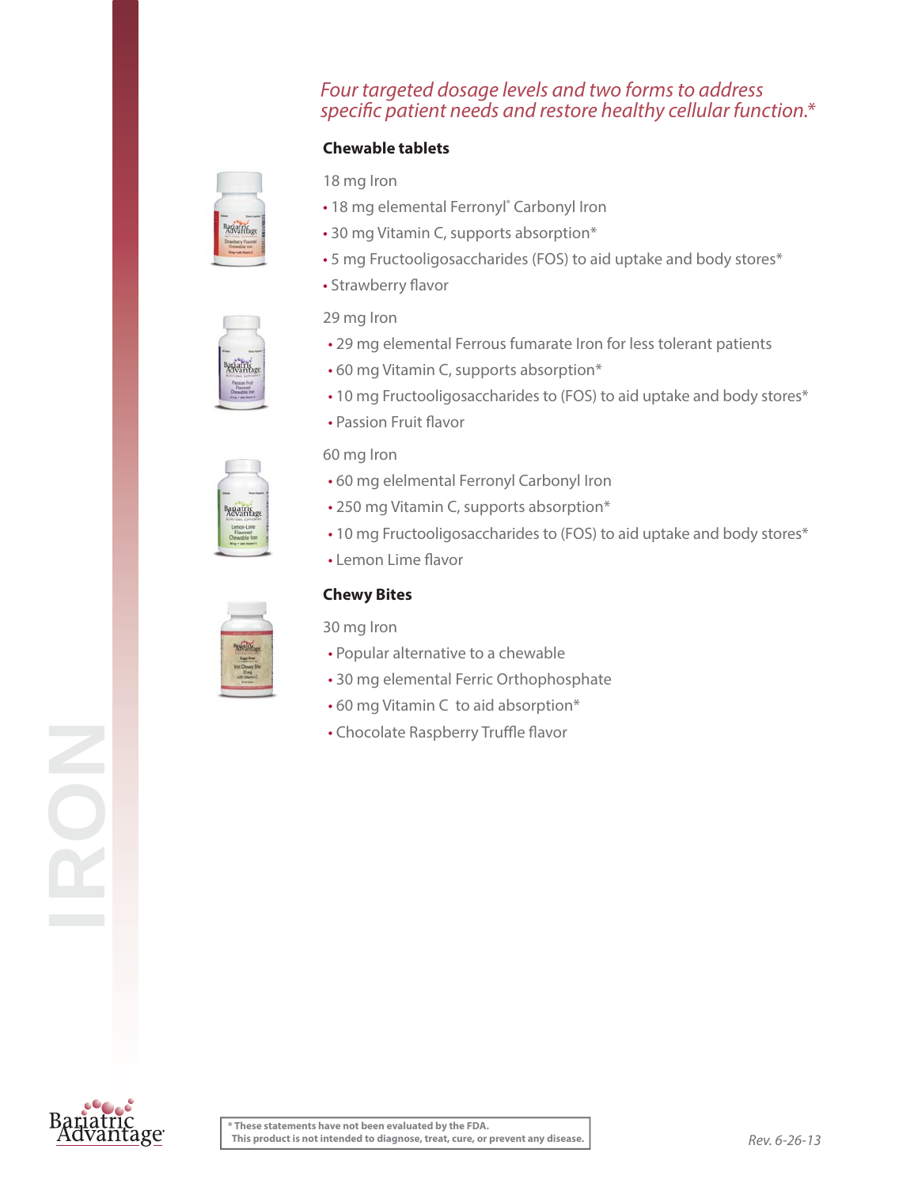*Four targeted dosage levels and two forms to address specific patient needs and restore healthy cellular function.**

### Chewable tablets

18 mg Iron

- 18 mg elemental Ferronyl® Carbonyl Iron
- 30 mg Vitamin C, supports absorption*
- 5 mg Fructooligosaccharides (FOS) to aid uptake and body stores*
- Strawberry flavor

29 mg Iron

- 29 mg elemental Ferrous fumarate Iron for less tolerant patients
- 60 mg Vitamin C, supports absorption*
- 10 mg Fructooligosaccharides to (FOS) to aid uptake and body stores*
- Passion Fruit flavor

60 mg Iron

- 60 mg elelmental Ferronyl Carbonyl Iron
- 250 mg Vitamin C, supports absorption*
- 10 mg Fructooligosaccharides to (FOS) to aid uptake and body stores*
- Lemon Lime flavor

### Chewy Bites

30 mg Iron

- Popular alternative to a chewable
- 30 mg elemental Ferric Orthophosphate
- 60 mg Vitamin C to aid absorption*
- Chocolate Raspberry Truffle flavor

IRON

**\* These statements have not been evaluated by the FDA.**
**This product is not intended to diagnose, treat, cure, or prevent any disease.**

*Rev. 6-26-13*